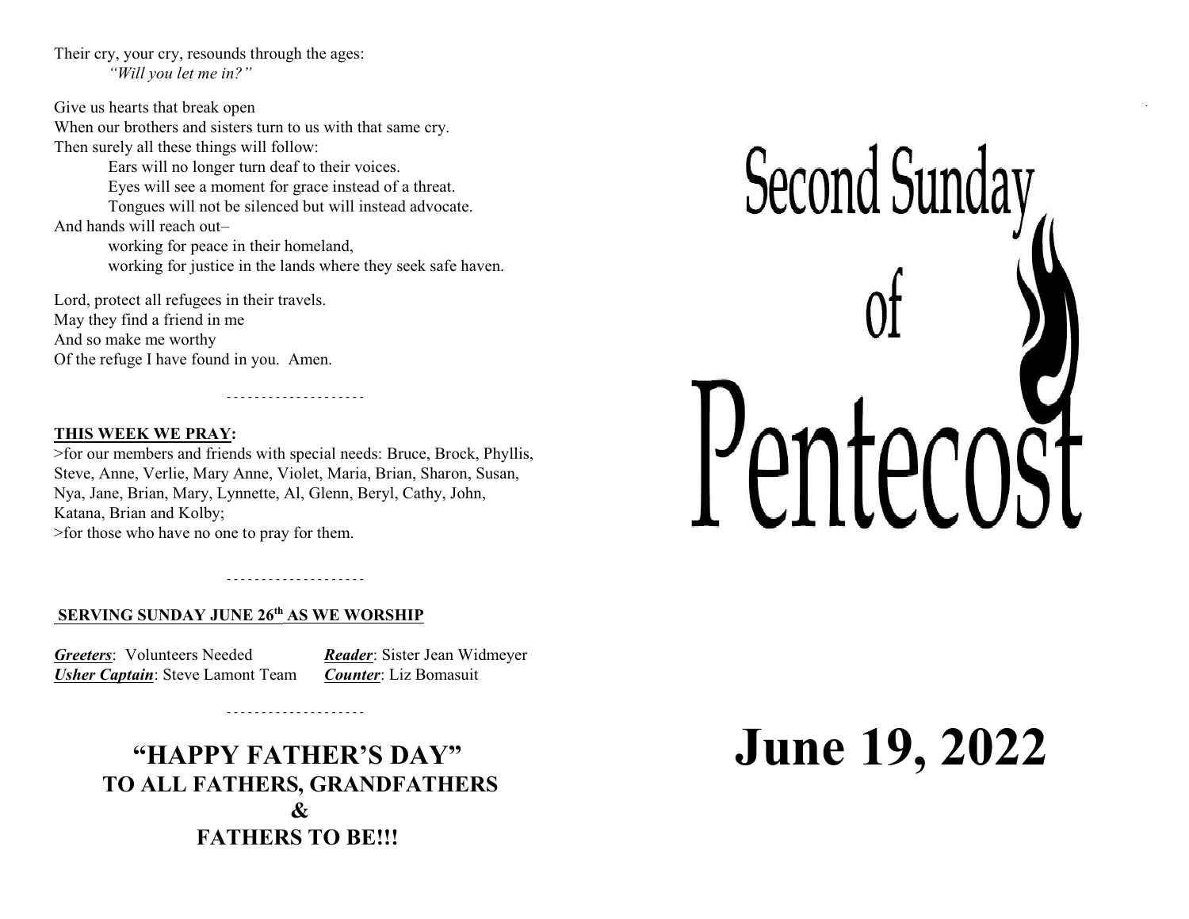Their cry, your cry, resounds through the ages:
*"Will you let me in?"*

Give us hearts that break open
When our brothers and sisters turn to us with that same cry.
Then surely all these things will follow:
Ears will no longer turn deaf to their voices.
Eyes will see a moment for grace instead of a threat.
Tongues will not be silenced but will instead advocate.
And hands will reach out–
working for peace in their homeland,
working for justice in the lands where they seek safe haven.

Lord, protect all refugees in their travels.
May they find a friend in me
And so make me worthy
Of the refuge I have found in you. Amen.

- - - - - - - - - - - - - - - - - - - -

**THIS WEEK WE PRAY:**

>for our members and friends with special needs: Bruce, Brock, Phyllis, Steve, Anne, Verlie, Mary Anne, Violet, Maria, Brian, Sharon, Susan, Nya, Jane, Brian, Mary, Lynnette, Al, Glenn, Beryl, Cathy, John, Katana, Brian and Kolby;
>for those who have no one to pray for them.

- - - - - - - - - - - - - - - - - - - -

**SERVING SUNDAY JUNE 26th AS WE WORSHIP**

***Greeters***: Volunteers Needed
***Reader***: Sister Jean Widmeyer
***Usher Captain***: Steve Lamont Team
***Counter***: Liz Bomasuit

- - - - - - - - - - - - - - - - - - - -

## "HAPPY FATHER'S DAY"
## TO ALL FATHERS, GRANDFATHERS
## &
## FATHERS TO BE!!!

# Second Sunday of Pentecost

# June 19, 2022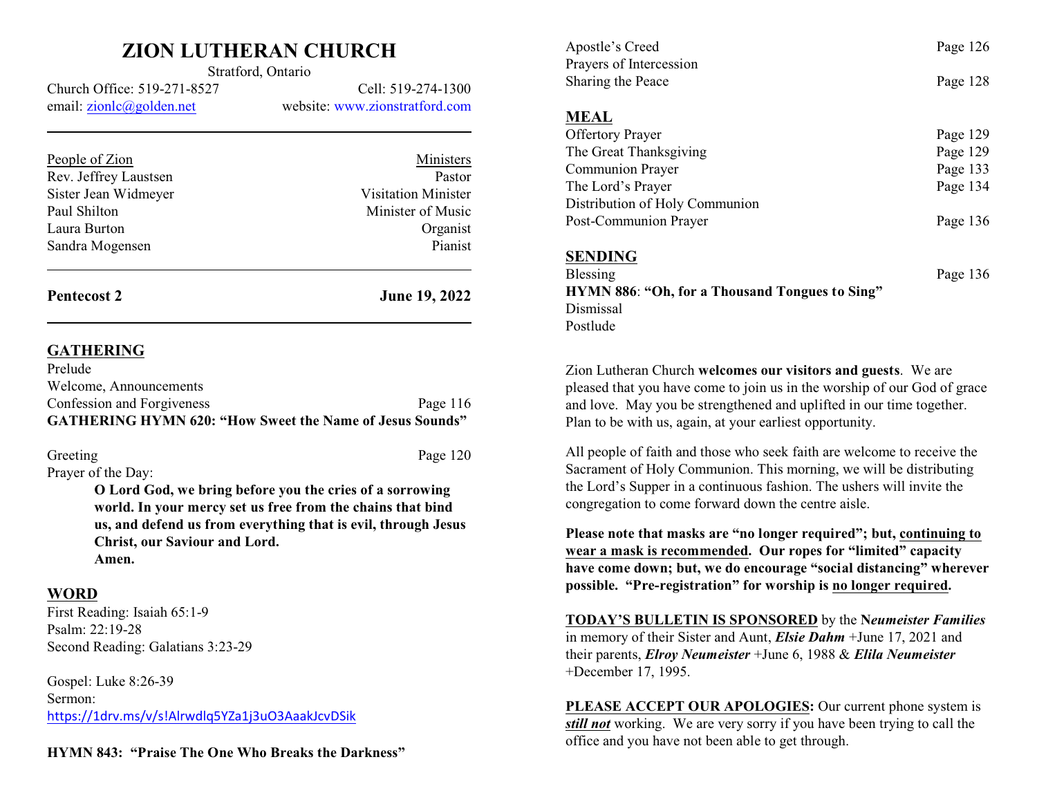# ZION LUTHERAN CHURCH

Stratford, Ontario

Church Office: 519-271-8527 Cell: 519-274-1300

email: zionlc@golden.net website: www.zionstratford.com

| People of Zion | Ministers |
| --- | --- |
| Rev. Jeffrey Laustsen | Pastor |
| Sister Jean Widmeyer | Visitation Minister |
| Paul Shilton | Minister of Music |
| Laura Burton | Organist |
| Sandra Mogensen | Pianist |

**Pentecost 2** **June 19, 2022**

## GATHERING

Prelude

Welcome, Announcements

Confession and Forgiveness Page 116

**GATHERING HYMN 620: "How Sweet the Name of Jesus Sounds"**

Greeting Page 120

Prayer of the Day:

> **O Lord God, we bring before you the cries of a sorrowing world. In your mercy set us free from the chains that bind us, and defend us from everything that is evil, through Jesus Christ, our Saviour and Lord.**
> **Amen.**

## WORD

First Reading: Isaiah 65:1-9

Psalm: 22:19-28

Second Reading: Galatians 3:23-29

Gospel: Luke 8:26-39

Sermon:
https://1drv.ms/v/s!Alrwdlq5YZa1j3uO3AaakJcvDSik

**HYMN 843: "Praise The One Who Breaks the Darkness"**

Apostle's Creed Page 126

Prayers of Intercession

Sharing the Peace Page 128

## MEAL

Offertory Prayer Page 129

The Great Thanksgiving Page 129

Communion Prayer Page 133

The Lord's Prayer Page 134

Distribution of Holy Communion

Post-Communion Prayer Page 136

## SENDING

Blessing Page 136

**HYMN 886**: **"Oh, for a Thousand Tongues to Sing"**

Dismissal

Postlude

Zion Lutheran Church **welcomes our visitors and guests**. We are pleased that you have come to join us in the worship of our God of grace and love. May you be strengthened and uplifted in our time together. Plan to be with us, again, at your earliest opportunity.

All people of faith and those who seek faith are welcome to receive the Sacrament of Holy Communion. This morning, we will be distributing the Lord's Supper in a continuous fashion. The ushers will invite the congregation to come forward down the centre aisle.

**Please note that masks are "no longer required"; but, continuing to wear a mask is recommended. Our ropes for "limited" capacity have come down; but, we do encourage "social distancing" wherever possible. "Pre-registration" for worship is no longer required.**

**TODAY'S BULLETIN IS SPONSORED** by the N***eumeister Families*** in memory of their Sister and Aunt, ***Elsie Dahm*** +June 17, 2021 and their parents, ***Elroy Neumeister*** +June 6, 1988 & ***Elila Neumeister*** +December 17, 1995.

**PLEASE ACCEPT OUR APOLOGIES:** Our current phone system is ***still not*** working. We are very sorry if you have been trying to call the office and you have not been able to get through.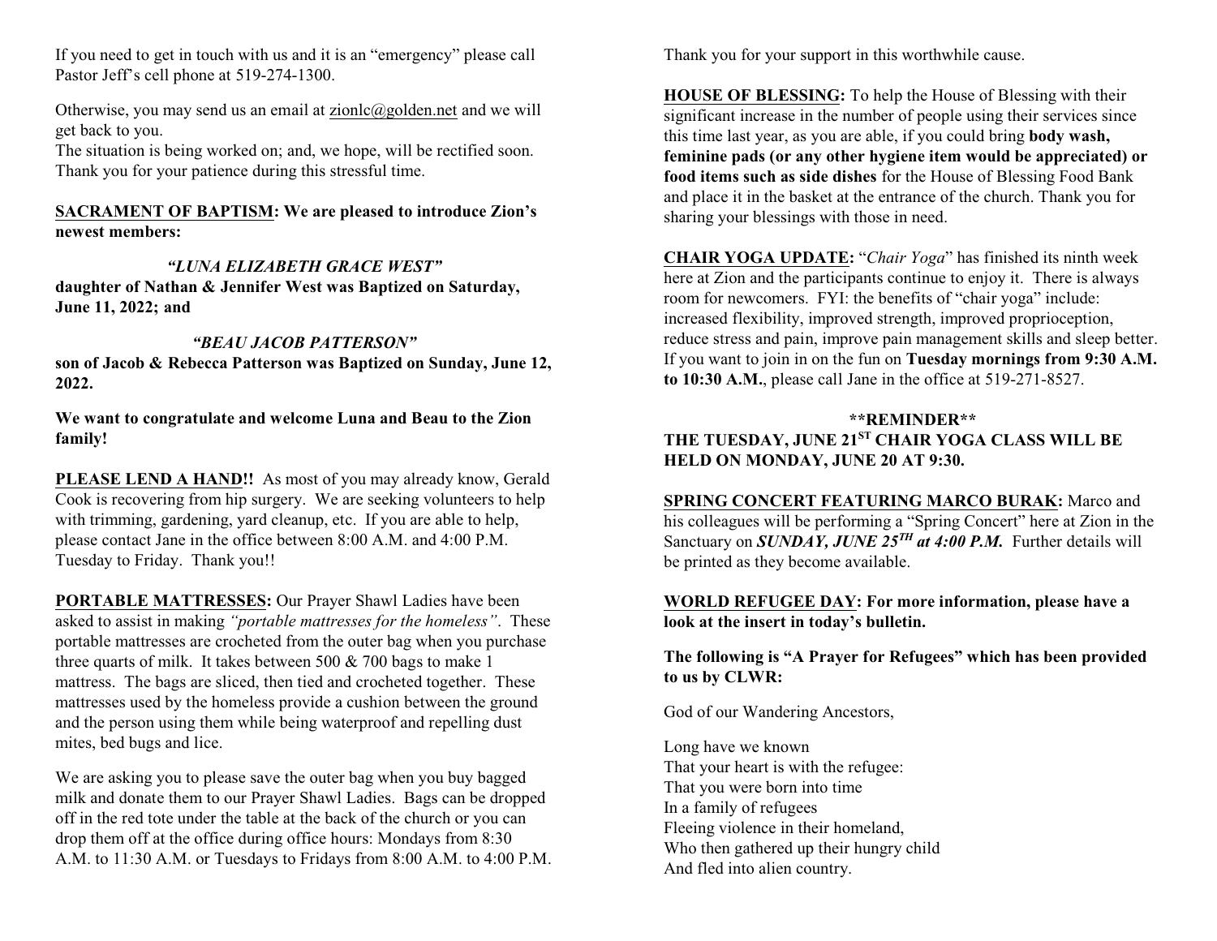If you need to get in touch with us and it is an "emergency" please call Pastor Jeff's cell phone at 519-274-1300.

Otherwise, you may send us an email at zionlc@golden.net and we will get back to you.
The situation is being worked on; and, we hope, will be rectified soon. Thank you for your patience during this stressful time.

**SACRAMENT OF BAPTISM: We are pleased to introduce Zion's newest members:**

***"LUNA ELIZABETH GRACE WEST"***
**daughter of Nathan & Jennifer West was Baptized on Saturday, June 11, 2022; and**

***"BEAU JACOB PATTERSON"***
**son of Jacob & Rebecca Patterson was Baptized on Sunday, June 12, 2022.**

**We want to congratulate and welcome Luna and Beau to the Zion family!**

**PLEASE LEND A HAND!!** As most of you may already know, Gerald Cook is recovering from hip surgery. We are seeking volunteers to help with trimming, gardening, yard cleanup, etc. If you are able to help, please contact Jane in the office between 8:00 A.M. and 4:00 P.M. Tuesday to Friday. Thank you!!

**PORTABLE MATTRESSES:** Our Prayer Shawl Ladies have been asked to assist in making *"portable mattresses for the homeless"*. These portable mattresses are crocheted from the outer bag when you purchase three quarts of milk. It takes between 500 & 700 bags to make 1 mattress. The bags are sliced, then tied and crocheted together. These mattresses used by the homeless provide a cushion between the ground and the person using them while being waterproof and repelling dust mites, bed bugs and lice.

We are asking you to please save the outer bag when you buy bagged milk and donate them to our Prayer Shawl Ladies. Bags can be dropped off in the red tote under the table at the back of the church or you can drop them off at the office during office hours: Mondays from 8:30 A.M. to 11:30 A.M. or Tuesdays to Fridays from 8:00 A.M. to 4:00 P.M. Thank you for your support in this worthwhile cause.

**HOUSE OF BLESSING:** To help the House of Blessing with their significant increase in the number of people using their services since this time last year, as you are able, if you could bring **body wash, feminine pads (or any other hygiene item would be appreciated) or food items such as side dishes** for the House of Blessing Food Bank and place it in the basket at the entrance of the church. Thank you for sharing your blessings with those in need.

**CHAIR YOGA UPDATE:** "*Chair Yoga*" has finished its ninth week here at Zion and the participants continue to enjoy it. There is always room for newcomers. FYI: the benefits of "chair yoga" include: increased flexibility, improved strength, improved proprioception, reduce stress and pain, improve pain management skills and sleep better. If you want to join in on the fun on **Tuesday mornings from 9:30 A.M. to 10:30 A.M.**, please call Jane in the office at 519-271-8527.

**\*\*REMINDER\*\***
**THE TUESDAY, JUNE 21ST CHAIR YOGA CLASS WILL BE HELD ON MONDAY, JUNE 20 AT 9:30.**

**SPRING CONCERT FEATURING MARCO BURAK:** Marco and his colleagues will be performing a "Spring Concert" here at Zion in the Sanctuary on ***SUNDAY, JUNE 25TH at 4:00 P.M.*** Further details will be printed as they become available.

**WORLD REFUGEE DAY: For more information, please have a look at the insert in today's bulletin.**

**The following is "A Prayer for Refugees" which has been provided to us by CLWR:**

God of our Wandering Ancestors,

Long have we known
That your heart is with the refugee:
That you were born into time
In a family of refugees
Fleeing violence in their homeland,
Who then gathered up their hungry child
And fled into alien country.